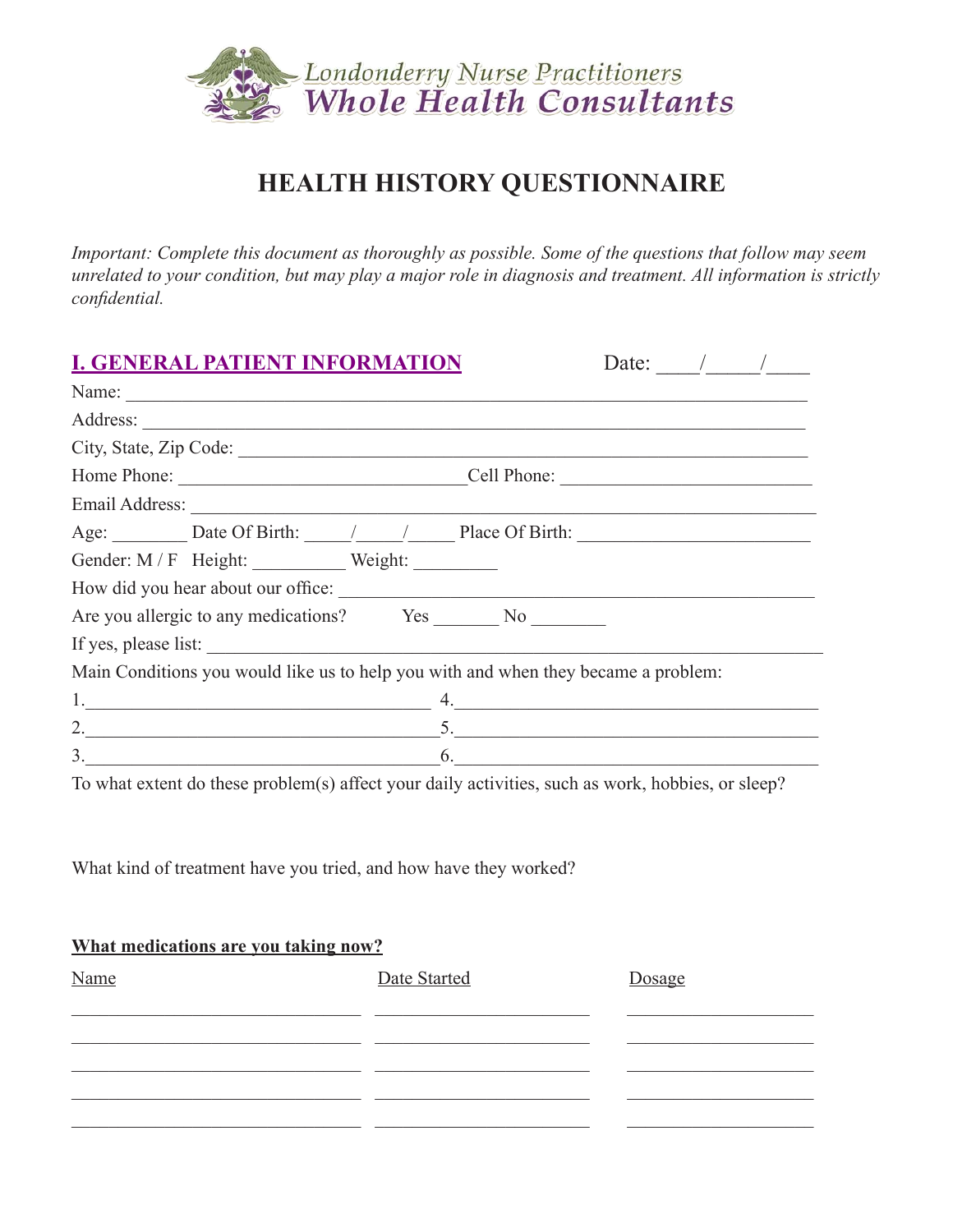Londonderry Nurse Practitioners
Whole Health Consultants

# HEALTH HISTORY QUESTIONNAIRE

*Important: Complete this document as thoroughly as possible. Some of the questions that follow may seem unrelated to your condition, but may play a major role in diagnosis and treatment. All information is strictly confidential.*

## I. GENERAL PATIENT INFORMATION

Date: ____/_____/____

Name: ___________________________________________________________________________

Address: _________________________________________________________________________

City, State, Zip Code: ______________________________________________________________

Home Phone: _______________________________Cell Phone: ___________________________

Email Address: _____________________________________________________________________

Age: ________ Date Of Birth: _____/_____/_____ Place Of Birth: _________________________

Gender: M / F Height: __________ Weight: _________

How did you hear about our office: ____________________________________________________

Are you allergic to any medications? Yes _______ No ________

If yes, please list: __________________________________________________________________

Main Conditions you would like us to help you with and when they became a problem:

1.____________________________________ 4.______________________________________

2.____________________________________5.______________________________________

3.____________________________________6.______________________________________

To what extent do these problem(s) affect your daily activities, such as work, hobbies, or sleep?

What kind of treatment have you tried, and how have they worked?

**What medications are you taking now?**

| Name | Date Started | Dosage |
|---|---|---|
| | | |
| | | |
| | | |
| | | |
| | | |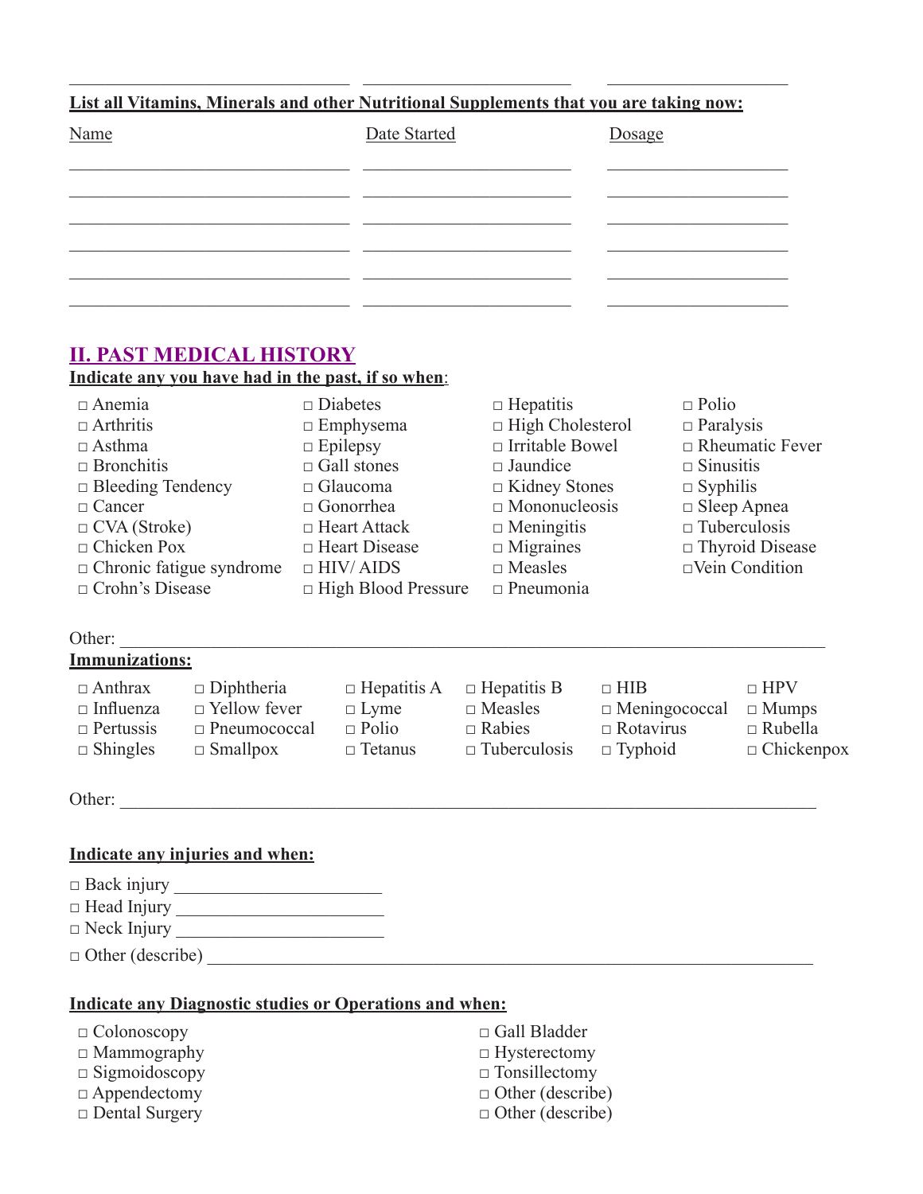______________________________ ______________________ __________________

**List all Vitamins, Minerals and other Nutritional Supplements that you are taking now:**

| Name | Date Started | Dosage |
|---|---|---|
| | | |
| | | |
| | | |
| | | |
| | | |
| | | |

## II. PAST MEDICAL HISTORY

**Indicate any you have had in the past, if so when:**

| | | | |
|---|---|---|---|
| □ Anemia | □ Diabetes | □ Hepatitis | □ Polio |
| □ Arthritis | □ Emphysema | □ High Cholesterol | □ Paralysis |
| □ Asthma | □ Epilepsy | □ Irritable Bowel | □ Rheumatic Fever |
| □ Bronchitis | □ Gall stones | □ Jaundice | □ Sinusitis |
| □ Bleeding Tendency | □ Glaucoma | □ Kidney Stones | □ Syphilis |
| □ Cancer | □ Gonorrhea | □ Mononucleosis | □ Sleep Apnea |
| □ CVA (Stroke) | □ Heart Attack | □ Meningitis | □ Tuberculosis |
| □ Chicken Pox | □ Heart Disease | □ Migraines | □ Thyroid Disease |
| □ Chronic fatigue syndrome | □ HIV/ AIDS | □ Measles | □Vein Condition |
| □ Crohn's Disease | □ High Blood Pressure | □ Pneumonia | |

Other: ______________________________________________________________________________

**Immunizations:**

| | | | | | |
|---|---|---|---|---|---|
| □ Anthrax | □ Diphtheria | □ Hepatitis A | □ Hepatitis B | □ HIB | □ HPV |
| □ Influenza | □ Yellow fever | □ Lyme | □ Measles | □ Meningococcal | □ Mumps |
| □ Pertussis | □ Pneumococcal | □ Polio | □ Rabies | □ Rotavirus | □ Rubella |
| □ Shingles | □ Smallpox | □ Tetanus | □ Tuberculosis | □ Typhoid | □ Chickenpox |

Other: ______________________________________________________________________________

**Indicate any injuries and when:**

□ Back injury ______________________
□ Head Injury ______________________
□ Neck Injury ______________________
□ Other (describe) ____________________________________________________________

**Indicate any Diagnostic studies or Operations and when:**

| | |
|---|---|
| □ Colonoscopy | □ Gall Bladder |
| □ Mammography | □ Hysterectomy |
| □ Sigmoidoscopy | □ Tonsillectomy |
| □ Appendectomy | □ Other (describe) |
| □ Dental Surgery | □ Other (describe) |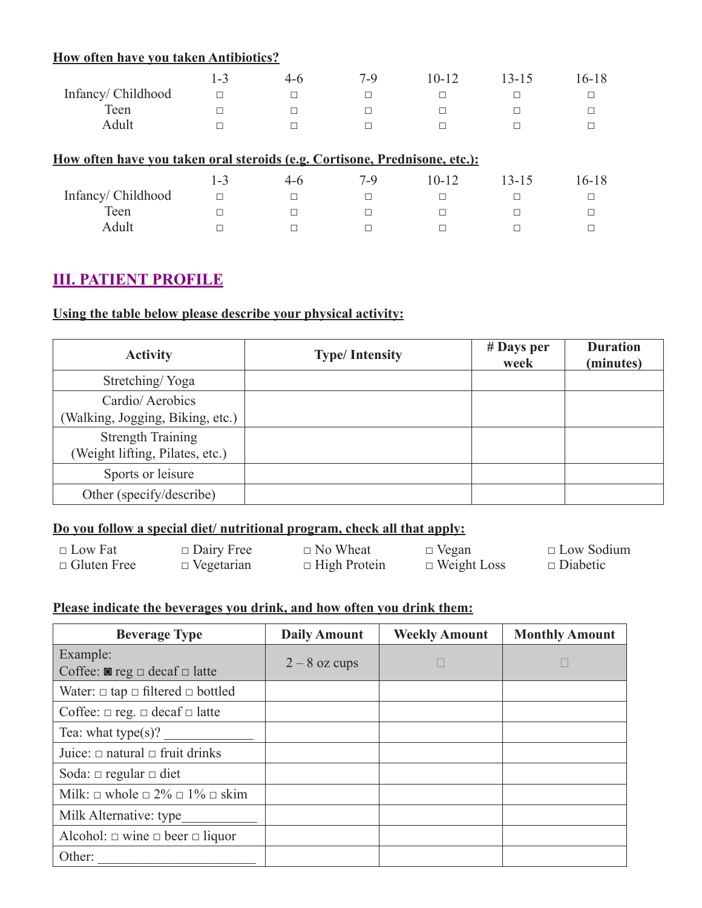**How often have you taken Antibiotics?**

| | 1-3 | 4-6 | 7-9 | 10-12 | 13-15 | 16-18 |
|---|---|---|---|---|---|---|
| Infancy/ Childhood | □ | □ | □ | □ | □ | □ |
| Teen | □ | □ | □ | □ | □ | □ |
| Adult | □ | □ | □ | □ | □ | □ |

**How often have you taken oral steroids (e.g. Cortisone, Prednisone, etc.):**

| | 1-3 | 4-6 | 7-9 | 10-12 | 13-15 | 16-18 |
|---|---|---|---|---|---|---|
| Infancy/ Childhood | □ | □ | □ | □ | □ | □ |
| Teen | □ | □ | □ | □ | □ | □ |
| Adult | □ | □ | □ | □ | □ | □ |

## III. PATIENT PROFILE

**Using the table below please describe your physical activity:**

| Activity | Type/ Intensity | # Days per week | Duration (minutes) |
|---|---|---|---|
| Stretching/ Yoga | | | |
| Cardio/ Aerobics (Walking, Jogging, Biking, etc.) | | | |
| Strength Training (Weight lifting, Pilates, etc.) | | | |
| Sports or leisure | | | |
| Other (specify/describe) | | | |

**Do you follow a special diet/ nutritional program, check all that apply:**

□ Low Fat □ Dairy Free □ No Wheat □ Vegan □ Low Sodium
□ Gluten Free □ Vegetarian □ High Protein □ Weight Loss □ Diabetic

**Please indicate the beverages you drink, and how often you drink them:**

| Beverage Type | Daily Amount | Weekly Amount | Monthly Amount |
|---|---|---|---|
| Example: Coffee: ◙ reg □ decaf □ latte | 2 – 8 oz cups | □ | □ |
| Water: □ tap □ filtered □ bottled | | | |
| Coffee: □ reg. □ decaf □ latte | | | |
| Tea: what type(s)? _____________ | | | |
| Juice: □ natural □ fruit drinks | | | |
| Soda: □ regular □ diet | | | |
| Milk: □ whole □ 2% □ 1% □ skim | | | |
| Milk Alternative: type___________ | | | |
| Alcohol: □ wine □ beer □ liquor | | | |
| Other: ______________________ | | | |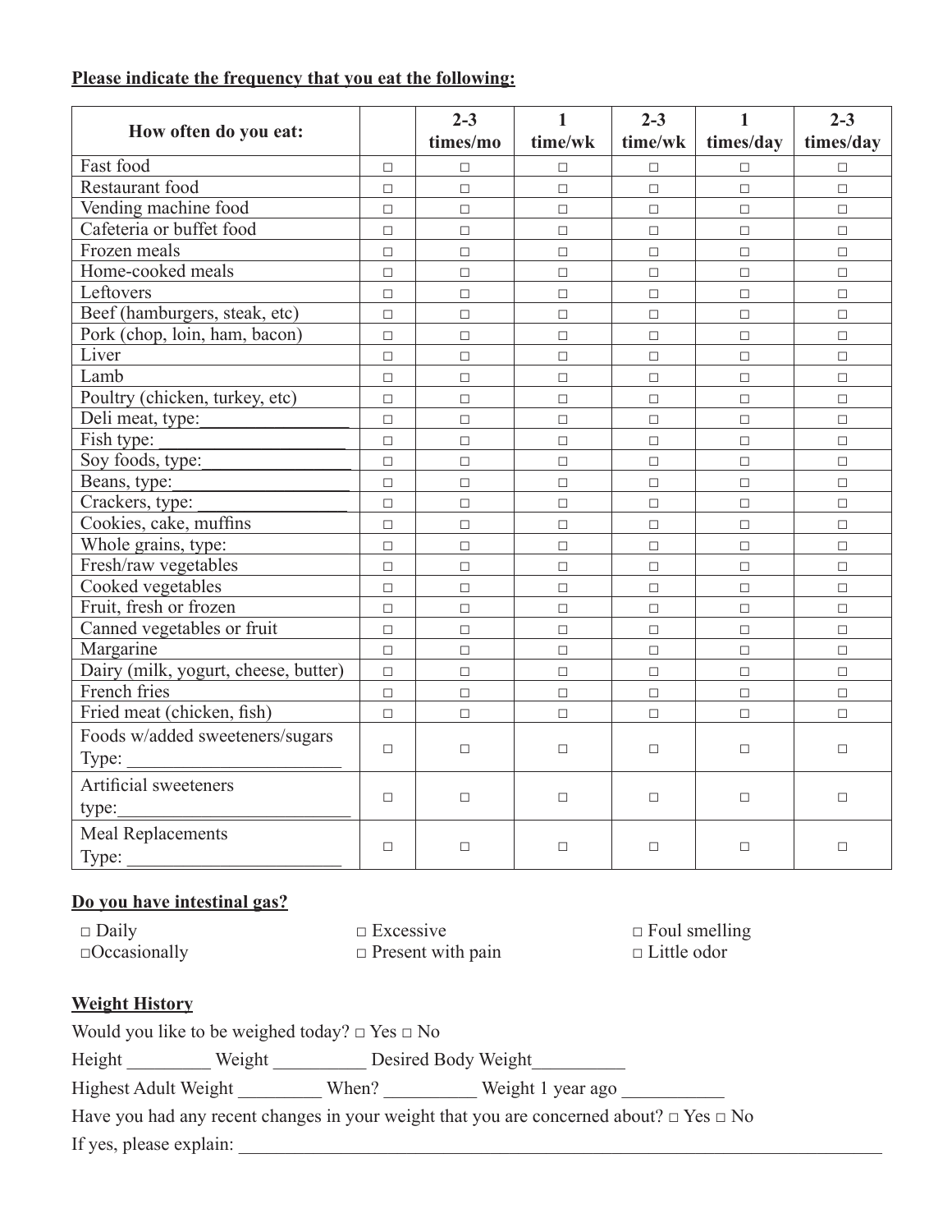**Please indicate the frequency that you eat the following:**

| How often do you eat: | | 2-3 times/mo | 1 time/wk | 2-3 time/wk | 1 times/day | 2-3 times/day |
|---|---|---|---|---|---|---|
| Fast food | □ | □ | □ | □ | □ | □ |
| Restaurant food | □ | □ | □ | □ | □ | □ |
| Vending machine food | □ | □ | □ | □ | □ | □ |
| Cafeteria or buffet food | □ | □ | □ | □ | □ | □ |
| Frozen meals | □ | □ | □ | □ | □ | □ |
| Home-cooked meals | □ | □ | □ | □ | □ | □ |
| Leftovers | □ | □ | □ | □ | □ | □ |
| Beef (hamburgers, steak, etc) | □ | □ | □ | □ | □ | □ |
| Pork (chop, loin, ham, bacon) | □ | □ | □ | □ | □ | □ |
| Liver | □ | □ | □ | □ | □ | □ |
| Lamb | □ | □ | □ | □ | □ | □ |
| Poultry (chicken, turkey, etc) | □ | □ | □ | □ | □ | □ |
| Deli meat, type:________________ | □ | □ | □ | □ | □ | □ |
| Fish type: ____________________ | □ | □ | □ | □ | □ | □ |
| Soy foods, type:________________ | □ | □ | □ | □ | □ | □ |
| Beans, type:___________________ | □ | □ | □ | □ | □ | □ |
| Crackers, type: ________________ | □ | □ | □ | □ | □ | □ |
| Cookies, cake, muffins | □ | □ | □ | □ | □ | □ |
| Whole grains, type: | □ | □ | □ | □ | □ | □ |
| Fresh/raw vegetables | □ | □ | □ | □ | □ | □ |
| Cooked vegetables | □ | □ | □ | □ | □ | □ |
| Fruit, fresh or frozen | □ | □ | □ | □ | □ | □ |
| Canned vegetables or fruit | □ | □ | □ | □ | □ | □ |
| Margarine | □ | □ | □ | □ | □ | □ |
| Dairy (milk, yogurt, cheese, butter) | □ | □ | □ | □ | □ | □ |
| French fries | □ | □ | □ | □ | □ | □ |
| Fried meat (chicken, fish) | □ | □ | □ | □ | □ | □ |
| Foods w/added sweeteners/sugars Type: _______________________ | □ | □ | □ | □ | □ | □ |
| Artificial sweeteners type:__________________________ | □ | □ | □ | □ | □ | □ |
| Meal Replacements Type: ________________________ | □ | □ | □ | □ | □ | □ |

**Do you have intestinal gas?**

□ Daily
□ Occasionally
□ Excessive
□ Present with pain
□ Foul smelling
□ Little odor

**Weight History**

Would you like to be weighed today? □ Yes □ No

Height _________ Weight __________ Desired Body Weight__________

Highest Adult Weight _________ When? __________ Weight 1 year ago ___________

Have you had any recent changes in your weight that you are concerned about? □ Yes □ No

If yes, please explain: ___________________________________________________________________________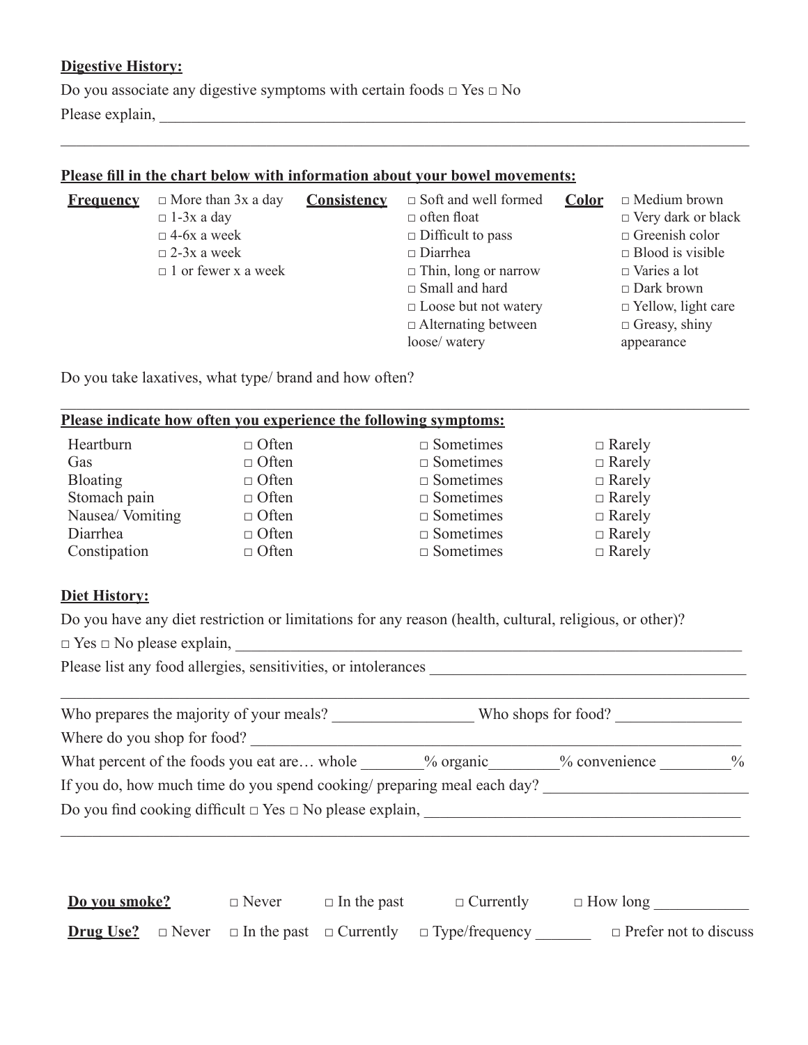**Digestive History:**

Do you associate any digestive symptoms with certain foods □ Yes □ No

Please explain, ___________________________________________________________________________

___________________________________________________________________________

**Please fill in the chart below with information about your bowel movements:**

| **Frequency** | | **Consistency** | | **Color** | |
|---|---|---|---|---|---|
| | □ More than 3x a day | | □ Soft and well formed | | □ Medium brown |
| | □ 1-3x a day | | □ often float | | □ Very dark or black |
| | □ 4-6x a week | | □ Difficult to pass | | □ Greenish color |
| | □ 2-3x a week | | □ Diarrhea | | □ Blood is visible |
| | □ 1 or fewer x a week | | □ Thin, long or narrow | | □ Varies a lot |
| | | | □ Small and hard | | □ Dark brown |
| | | | □ Loose but not watery | | □ Yellow, light care |
| | | | □ Alternating between loose/ watery | | □ Greasy, shiny appearance |

Do you take laxatives, what type/ brand and how often?

___________________________________________________________________________

**Please indicate how often you experience the following symptoms:**

| | | | |
|---|---|---|---|
| Heartburn | □ Often | □ Sometimes | □ Rarely |
| Gas | □ Often | □ Sometimes | □ Rarely |
| Bloating | □ Often | □ Sometimes | □ Rarely |
| Stomach pain | □ Often | □ Sometimes | □ Rarely |
| Nausea/ Vomiting | □ Often | □ Sometimes | □ Rarely |
| Diarrhea | □ Often | □ Sometimes | □ Rarely |
| Constipation | □ Often | □ Sometimes | □ Rarely |

**Diet History:**

Do you have any diet restriction or limitations for any reason (health, cultural, religious, or other)?

□ Yes □ No please explain, ___________________________________________________________________

Please list any food allergies, sensitivities, or intolerances ________________________________________

___________________________________________________________________________

Who prepares the majority of your meals? _________________ Who shops for food? _______________

Where do you shop for food? _____________________________________________________________

What percent of the foods you eat are… whole _______% organic________% convenience ________%

If you do, how much time do you spend cooking/ preparing meal each day? _________________________

Do you find cooking difficult □ Yes □ No please explain, _______________________________________

___________________________________________________________________________

**Do you smoke?** □ Never □ In the past □ Currently □ How long ___________

**Drug Use?** □ Never □ In the past □ Currently □ Type/frequency _______ □ Prefer not to discuss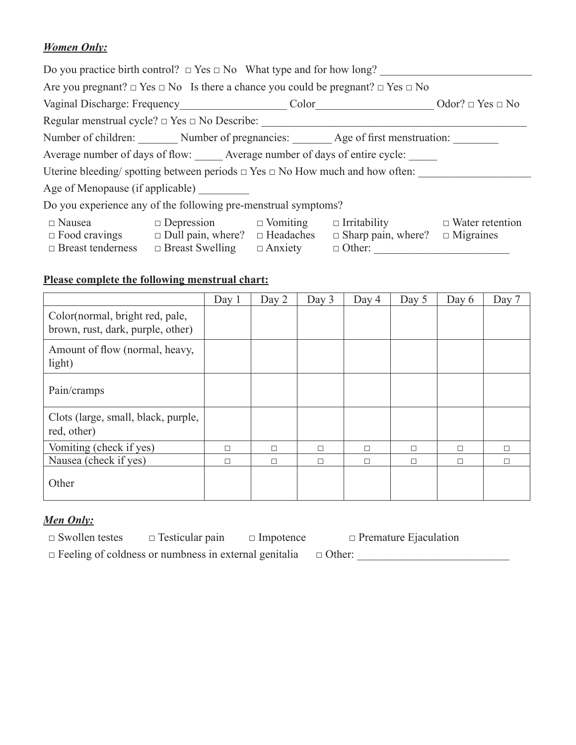***Women Only:***

Do you practice birth control? □ Yes □ No What type and for how long? ___________________________

Are you pregnant? □ Yes □ No Is there a chance you could be pregnant? □ Yes □ No

Vaginal Discharge: Frequency___________________ Color_____________________ Odor? □ Yes □ No

Regular menstrual cycle? □ Yes □ No Describe: ________________________________________________

Number of children: _______ Number of pregnancies: _______ Age of first menstruation: ________

Average number of days of flow: _____ Average number of days of entire cycle: _____

Uterine bleeding/ spotting between periods □ Yes □ No How much and how often: ___________________

Age of Menopause (if applicable) _________

Do you experience any of the following pre-menstrual symptoms?

□ Nausea □ Depression □ Vomiting □ Irritability □ Water retention
□ Food cravings □ Dull pain, where? □ Headaches □ Sharp pain, where? □ Migraines
□ Breast tenderness □ Breast Swelling □ Anxiety □ Other: ________________________

**Please complete the following menstrual chart:**

| | Day 1 | Day 2 | Day 3 | Day 4 | Day 5 | Day 6 | Day 7 |
|---|---|---|---|---|---|---|---|
| Color(normal, bright red, pale, brown, rust, dark, purple, other) | | | | | | | |
| Amount of flow (normal, heavy, light) | | | | | | | |
| Pain/cramps | | | | | | | |
| Clots (large, small, black, purple, red, other) | | | | | | | |
| Vomiting (check if yes) | □ | □ | □ | □ | □ | □ | □ |
| Nausea (check if yes) | □ | □ | □ | □ | □ | □ | □ |
| Other | | | | | | | |

***Men Only:***

□ Swollen testes □ Testicular pain □ Impotence □ Premature Ejaculation

□ Feeling of coldness or numbness in external genitalia □ Other: ___________________________